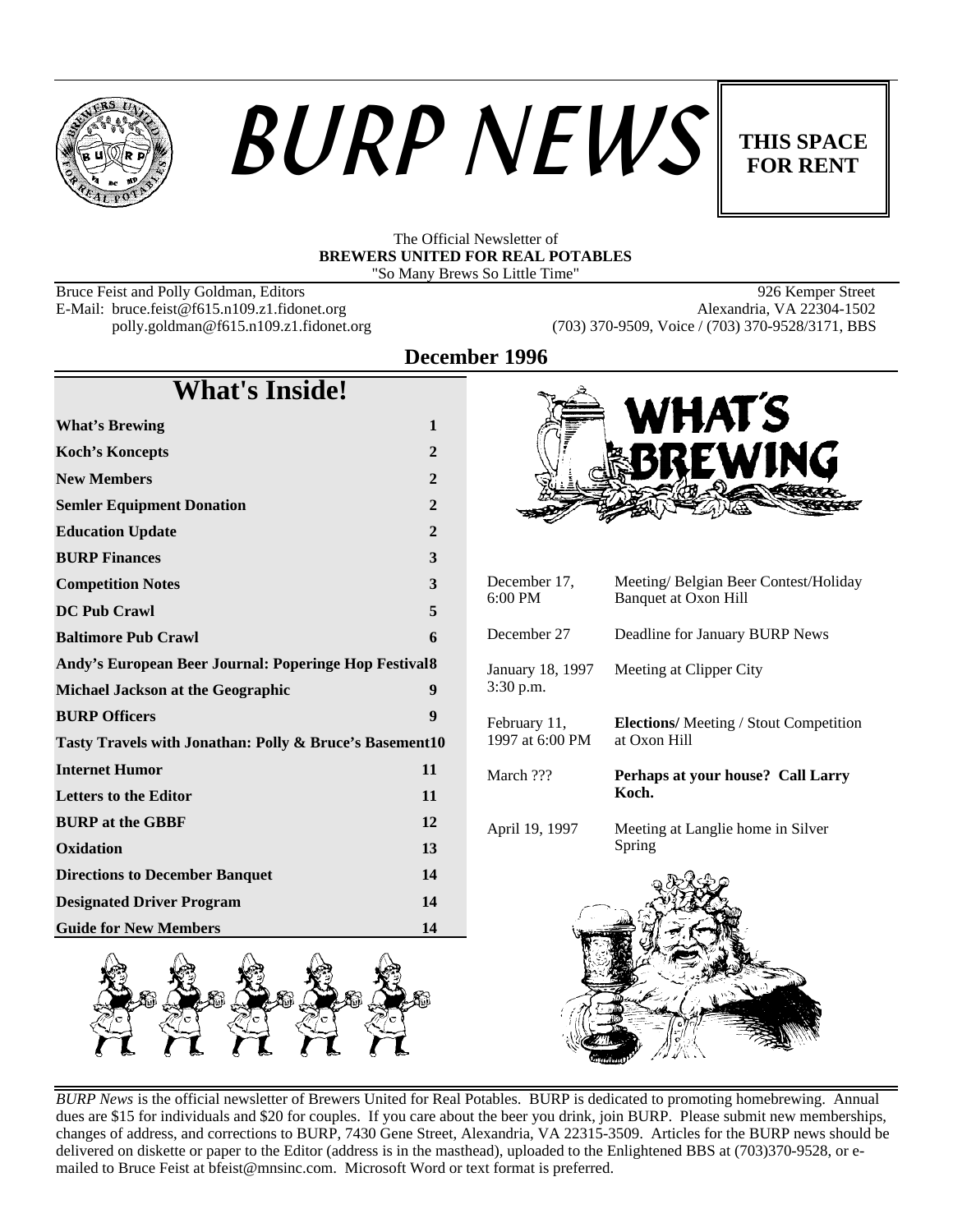# BURP NEWS

**THIS SPACE FOR RENT**

The Official Newsletter of
**BREWERS UNITED FOR REAL POTABLES**
"So Many Brews So Little Time"

Bruce Feist and Polly Goldman, Editors
E-Mail: bruce.feist@f615.n109.z1.fidonet.org
polly.goldman@f615.n109.z1.fidonet.org

926 Kemper Street
Alexandria, VA 22304-1502
(703) 370-9509, Voice / (703) 370-9528/3171, BBS

**December 1996**

## What's Inside!

| | |
|---|---|
| **What's Brewing** | **1** |
| **Koch's Koncepts** | **2** |
| **New Members** | **2** |
| **Semler Equipment Donation** | **2** |
| **Education Update** | **2** |
| **BURP Finances** | **3** |
| **Competition Notes** | **3** |
| **DC Pub Crawl** | **5** |
| **Baltimore Pub Crawl** | **6** |
| **Andy's European Beer Journal: Poperinge Hop Festival** | **8** |
| **Michael Jackson at the Geographic** | **9** |
| **BURP Officers** | **9** |
| **Tasty Travels with Jonathan: Polly & Bruce's Basement** | **10** |
| **Internet Humor** | **11** |
| **Letters to the Editor** | **11** |
| **BURP at the GBBF** | **12** |
| **Oxidation** | **13** |
| **Directions to December Banquet** | **14** |
| **Designated Driver Program** | **14** |
| **Guide for New Members** | **14** |

## WHAT'S BREWING

| | |
|---|---|
| December 17, 6:00 PM | Meeting/ Belgian Beer Contest/Holiday Banquet at Oxon Hill |
| December 27 | Deadline for January BURP News |
| January 18, 1997 3:30 p.m. | Meeting at Clipper City |
| February 11, 1997 at 6:00 PM | **Elections/** Meeting / Stout Competition at Oxon Hill |
| March ??? | **Perhaps at your house? Call Larry Koch.** |
| April 19, 1997 | Meeting at Langlie home in Silver Spring |

*BURP News* is the official newsletter of Brewers United for Real Potables. BURP is dedicated to promoting homebrewing. Annual dues are $15 for individuals and $20 for couples. If you care about the beer you drink, join BURP. Please submit new memberships, changes of address, and corrections to BURP, 7430 Gene Street, Alexandria, VA 22315-3509. Articles for the BURP news should be delivered on diskette or paper to the Editor (address is in the masthead), uploaded to the Enlightened BBS at (703)370-9528, or e-mailed to Bruce Feist at bfeist@mnsinc.com. Microsoft Word or text format is preferred.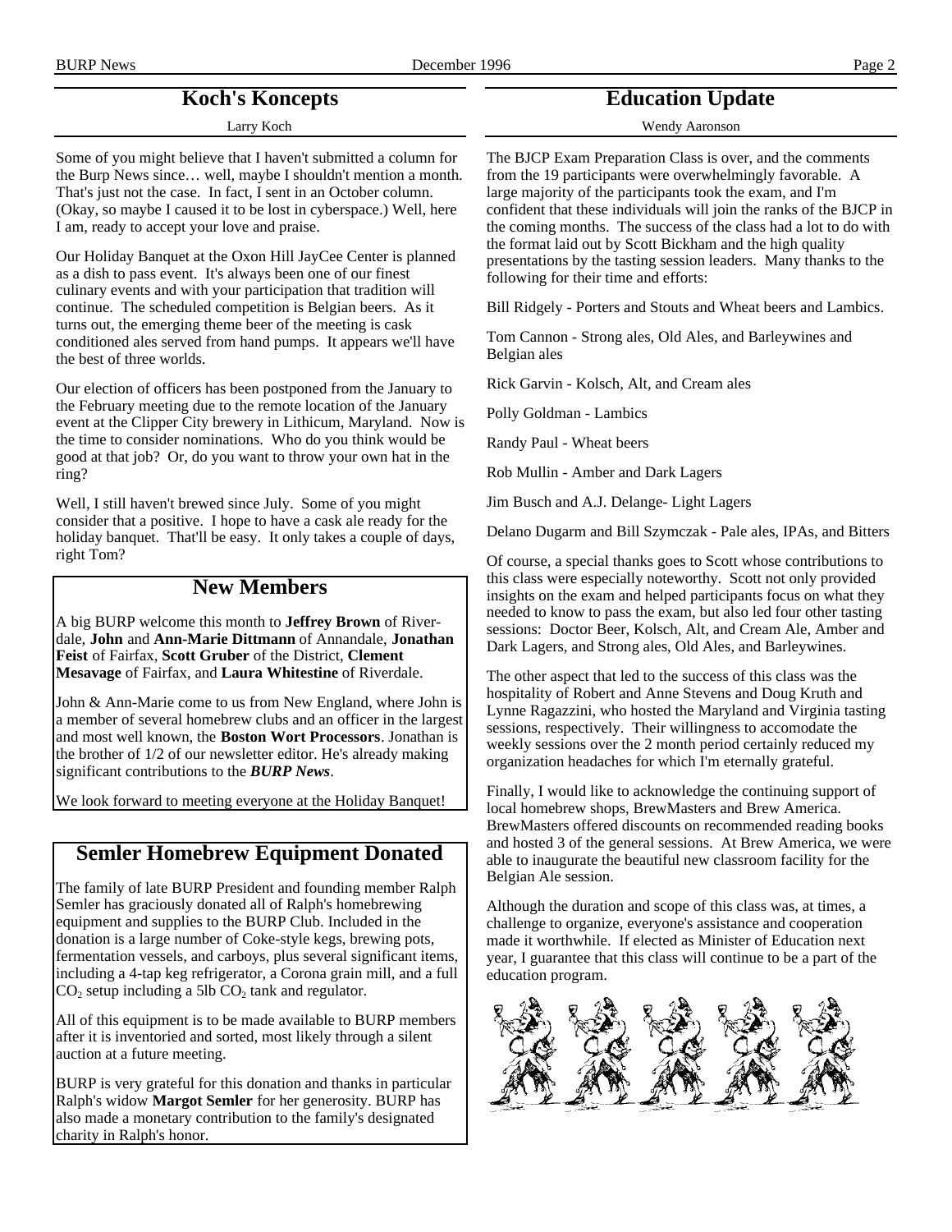## Koch's Koncepts

Larry Koch

Some of you might believe that I haven't submitted a column for the Burp News since… well, maybe I shouldn't mention a month. That's just not the case. In fact, I sent in an October column. (Okay, so maybe I caused it to be lost in cyberspace.) Well, here I am, ready to accept your love and praise.

Our Holiday Banquet at the Oxon Hill JayCee Center is planned as a dish to pass event. It's always been one of our finest culinary events and with your participation that tradition will continue. The scheduled competition is Belgian beers. As it turns out, the emerging theme beer of the meeting is cask conditioned ales served from hand pumps. It appears we'll have the best of three worlds.

Our election of officers has been postponed from the January to the February meeting due to the remote location of the January event at the Clipper City brewery in Lithicum, Maryland. Now is the time to consider nominations. Who do you think would be good at that job? Or, do you want to throw your own hat in the ring?

Well, I still haven't brewed since July. Some of you might consider that a positive. I hope to have a cask ale ready for the holiday banquet. That'll be easy. It only takes a couple of days, right Tom?

## New Members

A big BURP welcome this month to **Jeffrey Brown** of Riverdale, **John** and **Ann-Marie Dittmann** of Annandale, **Jonathan Feist** of Fairfax, **Scott Gruber** of the District, **Clement Mesavage** of Fairfax, and **Laura Whitestine** of Riverdale.

John & Ann-Marie come to us from New England, where John is a member of several homebrew clubs and an officer in the largest and most well known, the **Boston Wort Processors**. Jonathan is the brother of 1/2 of our newsletter editor. He's already making significant contributions to the ***BURP News***.

We look forward to meeting everyone at the Holiday Banquet!

## Semler Homebrew Equipment Donated

The family of late BURP President and founding member Ralph Semler has graciously donated all of Ralph's homebrewing equipment and supplies to the BURP Club. Included in the donation is a large number of Coke-style kegs, brewing pots, fermentation vessels, and carboys, plus several significant items, including a 4-tap keg refrigerator, a Corona grain mill, and a full $CO_2$ setup including a 5lb $CO_2$ tank and regulator.

All of this equipment is to be made available to BURP members after it is inventoried and sorted, most likely through a silent auction at a future meeting.

BURP is very grateful for this donation and thanks in particular Ralph's widow **Margot Semler** for her generosity. BURP has also made a monetary contribution to the family's designated charity in Ralph's honor.

## Education Update

Wendy Aaronson

The BJCP Exam Preparation Class is over, and the comments from the 19 participants were overwhelmingly favorable. A large majority of the participants took the exam, and I'm confident that these individuals will join the ranks of the BJCP in the coming months. The success of the class had a lot to do with the format laid out by Scott Bickham and the high quality presentations by the tasting session leaders. Many thanks to the following for their time and efforts:

Bill Ridgely - Porters and Stouts and Wheat beers and Lambics.

Tom Cannon - Strong ales, Old Ales, and Barleywines and Belgian ales

Rick Garvin - Kolsch, Alt, and Cream ales

Polly Goldman - Lambics

Randy Paul - Wheat beers

Rob Mullin - Amber and Dark Lagers

Jim Busch and A.J. Delange- Light Lagers

Delano Dugarm and Bill Szymczak - Pale ales, IPAs, and Bitters

Of course, a special thanks goes to Scott whose contributions to this class were especially noteworthy. Scott not only provided insights on the exam and helped participants focus on what they needed to know to pass the exam, but also led four other tasting sessions: Doctor Beer, Kolsch, Alt, and Cream Ale, Amber and Dark Lagers, and Strong ales, Old Ales, and Barleywines.

The other aspect that led to the success of this class was the hospitality of Robert and Anne Stevens and Doug Kruth and Lynne Ragazzini, who hosted the Maryland and Virginia tasting sessions, respectively. Their willingness to accomodate the weekly sessions over the 2 month period certainly reduced my organization headaches for which I'm eternally grateful.

Finally, I would like to acknowledge the continuing support of local homebrew shops, BrewMasters and Brew America. BrewMasters offered discounts on recommended reading books and hosted 3 of the general sessions. At Brew America, we were able to inaugurate the beautiful new classroom facility for the Belgian Ale session.

Although the duration and scope of this class was, at times, a challenge to organize, everyone's assistance and cooperation made it worthwhile. If elected as Minister of Education next year, I guarantee that this class will continue to be a part of the education program.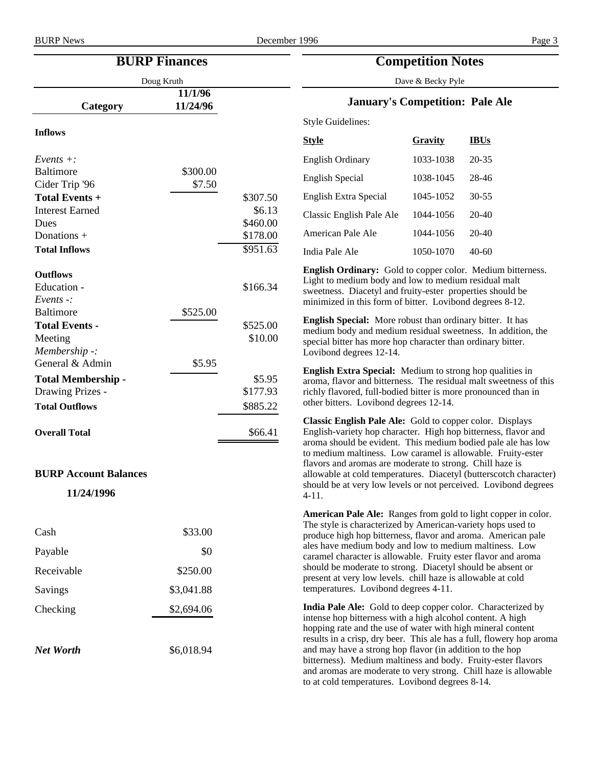## BURP Finances

Doug Kruth

| Category | 11/1/96 11/24/96 | |
|---|---|---|
| **Inflows** | | |
| *Events +:* | | |
| Baltimore | $300.00 | |
| Cider Trip '96 | $7.50 | |
| **Total Events +** | | $307.50 |
| Interest Earned | | $6.13 |
| Dues | | $460.00 |
| Donations + | | $178.00 |
| **Total Inflows** | | $951.63 |
| **Outflows** | | |
| Education - | | $166.34 |
| *Events -:* | | |
| Baltimore | $525.00 | |
| **Total Events -** | | $525.00 |
| Meeting | | $10.00 |
| *Membership -:* | | |
| General & Admin | $5.95 | |
| **Total Membership -** | | $5.95 |
| Drawing Prizes - | | $177.93 |
| **Total Outflows** | | $885.22 |
| **Overall Total** | | $66.41 |

### BURP Account Balances

**11/24/1996**

| | |
|---|---|
| Cash | $33.00 |
| Payable | $0 |
| Receivable | $250.00 |
| Savings | $3,041.88 |
| Checking | $2,694.06 |
| ***Net Worth*** | $6,018.94 |

## Competition Notes

Dave & Becky Pyle

### January's Competition: Pale Ale

Style Guidelines:

| Style | Gravity | IBUs |
|---|---|---|
| English Ordinary | 1033-1038 | 20-35 |
| English Special | 1038-1045 | 28-46 |
| English Extra Special | 1045-1052 | 30-55 |
| Classic English Pale Ale | 1044-1056 | 20-40 |
| American Pale Ale | 1044-1056 | 20-40 |
| India Pale Ale | 1050-1070 | 40-60 |

**English Ordinary:** Gold to copper color. Medium bitterness. Light to medium body and low to medium residual malt sweetness. Diacetyl and fruity-ester properties should be minimized in this form of bitter. Lovibond degrees 8-12.

**English Special:** More robust than ordinary bitter. It has medium body and medium residual sweetness. In addition, the special bitter has more hop character than ordinary bitter. Lovibond degrees 12-14.

**English Extra Special:** Medium to strong hop qualities in aroma, flavor and bitterness. The residual malt sweetness of this richly flavored, full-bodied bitter is more pronounced than in other bitters. Lovibond degrees 12-14.

**Classic English Pale Ale:** Gold to copper color. Displays English-variety hop character. High hop bitterness, flavor and aroma should be evident. This medium bodied pale ale has low to medium maltiness. Low caramel is allowable. Fruity-ester flavors and aromas are moderate to strong. Chill haze is allowable at cold temperatures. Diacetyl (butterscotch character) should be at very low levels or not perceived. Lovibond degrees 4-11.

**American Pale Ale:** Ranges from gold to light copper in color. The style is characterized by American-variety hops used to produce high hop bitterness, flavor and aroma. American pale ales have medium body and low to medium maltiness. Low caramel character is allowable. Fruity ester flavor and aroma should be moderate to strong. Diacetyl should be absent or present at very low levels. chill haze is allowable at cold temperatures. Lovibond degrees 4-11.

**India Pale Ale:** Gold to deep copper color. Characterized by intense hop bitterness with a high alcohol content. A high hopping rate and the use of water with high mineral content results in a crisp, dry beer. This ale has a full, flowery hop aroma and may have a strong hop flavor (in addition to the hop bitterness). Medium maltiness and body. Fruity-ester flavors and aromas are moderate to very strong. Chill haze is allowable to at cold temperatures. Lovibond degrees 8-14.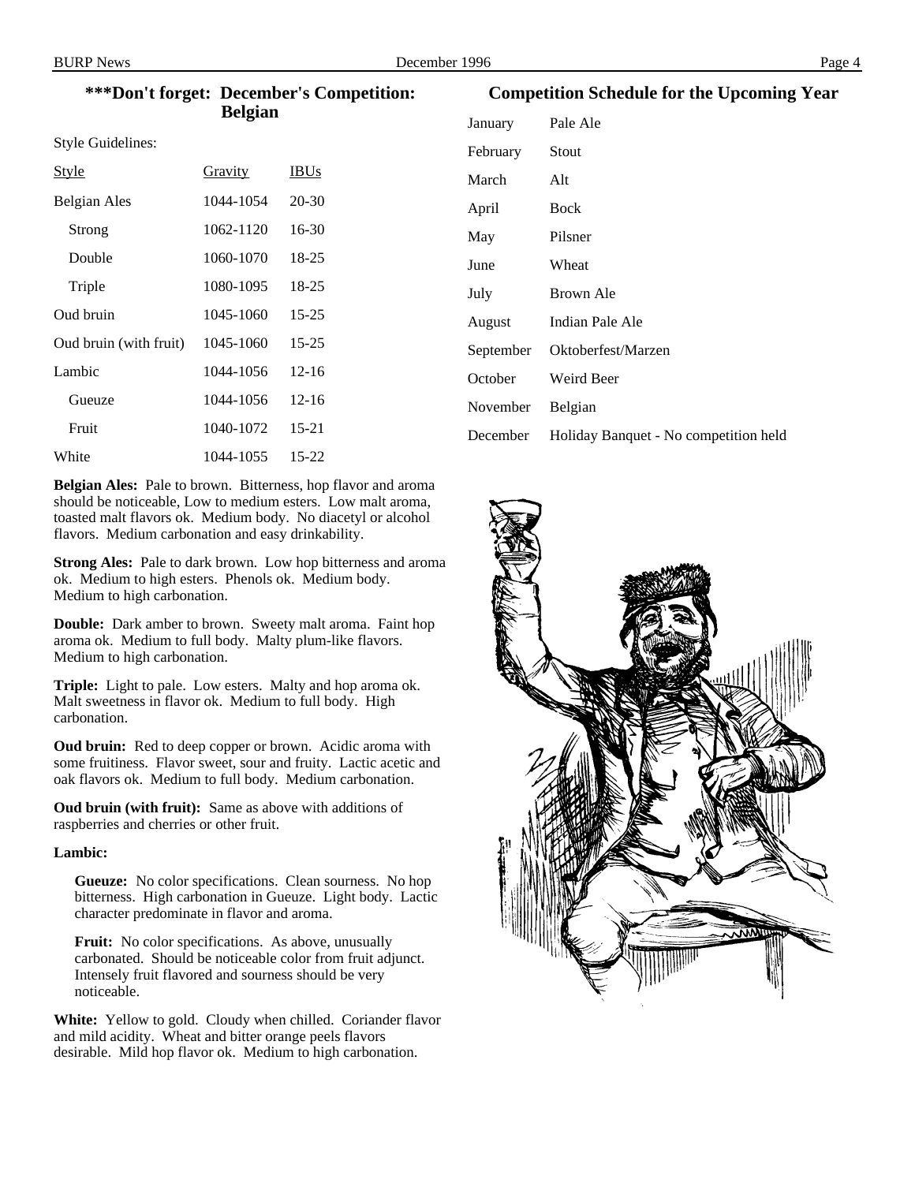## ***Don't forget: December's Competition: Belgian

Style Guidelines:

| Style | Gravity | IBUs |
|---|---|---|
| Belgian Ales | 1044-1054 | 20-30 |
| Strong | 1062-1120 | 16-30 |
| Double | 1060-1070 | 18-25 |
| Triple | 1080-1095 | 18-25 |
| Oud bruin | 1045-1060 | 15-25 |
| Oud bruin (with fruit) | 1045-1060 | 15-25 |
| Lambic | 1044-1056 | 12-16 |
| Gueuze | 1044-1056 | 12-16 |
| Fruit | 1040-1072 | 15-21 |
| White | 1044-1055 | 15-22 |

**Belgian Ales:** Pale to brown. Bitterness, hop flavor and aroma should be noticeable, Low to medium esters. Low malt aroma, toasted malt flavors ok. Medium body. No diacetyl or alcohol flavors. Medium carbonation and easy drinkability.

**Strong Ales:** Pale to dark brown. Low hop bitterness and aroma ok. Medium to high esters. Phenols ok. Medium body. Medium to high carbonation.

**Double:** Dark amber to brown. Sweety malt aroma. Faint hop aroma ok. Medium to full body. Malty plum-like flavors. Medium to high carbonation.

**Triple:** Light to pale. Low esters. Malty and hop aroma ok. Malt sweetness in flavor ok. Medium to full body. High carbonation.

**Oud bruin:** Red to deep copper or brown. Acidic aroma with some fruitiness. Flavor sweet, sour and fruity. Lactic acetic and oak flavors ok. Medium to full body. Medium carbonation.

**Oud bruin (with fruit):** Same as above with additions of raspberries and cherries or other fruit.

**Lambic:**

> **Gueuze:** No color specifications. Clean sourness. No hop bitterness. High carbonation in Gueuze. Light body. Lactic character predominate in flavor and aroma.
>
> **Fruit:** No color specifications. As above, unusually carbonated. Should be noticeable color from fruit adjunct. Intensely fruit flavored and sourness should be very noticeable.

**White:** Yellow to gold. Cloudy when chilled. Coriander flavor and mild acidity. Wheat and bitter orange peels flavors desirable. Mild hop flavor ok. Medium to high carbonation.

## Competition Schedule for the Upcoming Year

| | |
|---|---|
| January | Pale Ale |
| February | Stout |
| March | Alt |
| April | Bock |
| May | Pilsner |
| June | Wheat |
| July | Brown Ale |
| August | Indian Pale Ale |
| September | Oktoberfest/Marzen |
| October | Weird Beer |
| November | Belgian |
| December | Holiday Banquet - No competition held |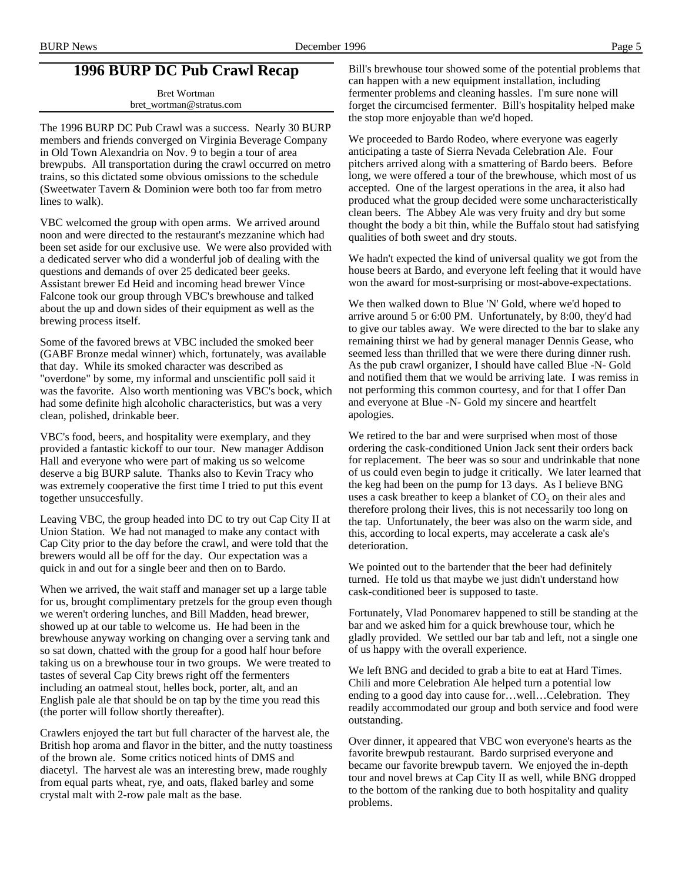# 1996 BURP DC Pub Crawl Recap

Bret Wortman
bret_wortman@stratus.com

The 1996 BURP DC Pub Crawl was a success. Nearly 30 BURP members and friends converged on Virginia Beverage Company in Old Town Alexandria on Nov. 9 to begin a tour of area brewpubs. All transportation during the crawl occurred on metro trains, so this dictated some obvious omissions to the schedule (Sweetwater Tavern & Dominion were both too far from metro lines to walk).

VBC welcomed the group with open arms. We arrived around noon and were directed to the restaurant's mezzanine which had been set aside for our exclusive use. We were also provided with a dedicated server who did a wonderful job of dealing with the questions and demands of over 25 dedicated beer geeks. Assistant brewer Ed Heid and incoming head brewer Vince Falcone took our group through VBC's brewhouse and talked about the up and down sides of their equipment as well as the brewing process itself.

Some of the favored brews at VBC included the smoked beer (GABF Bronze medal winner) which, fortunately, was available that day. While its smoked character was described as "overdone" by some, my informal and unscientific poll said it was the favorite. Also worth mentioning was VBC's bock, which had some definite high alcoholic characteristics, but was a very clean, polished, drinkable beer.

VBC's food, beers, and hospitality were exemplary, and they provided a fantastic kickoff to our tour. New manager Addison Hall and everyone who were part of making us so welcome deserve a big BURP salute. Thanks also to Kevin Tracy who was extremely cooperative the first time I tried to put this event together unsuccesfully.

Leaving VBC, the group headed into DC to try out Cap City II at Union Station. We had not managed to make any contact with Cap City prior to the day before the crawl, and were told that the brewers would all be off for the day. Our expectation was a quick in and out for a single beer and then on to Bardo.

When we arrived, the wait staff and manager set up a large table for us, brought complimentary pretzels for the group even though we weren't ordering lunches, and Bill Madden, head brewer, showed up at our table to welcome us. He had been in the brewhouse anyway working on changing over a serving tank and so sat down, chatted with the group for a good half hour before taking us on a brewhouse tour in two groups. We were treated to tastes of several Cap City brews right off the fermenters including an oatmeal stout, helles bock, porter, alt, and an English pale ale that should be on tap by the time you read this (the porter will follow shortly thereafter).

Crawlers enjoyed the tart but full character of the harvest ale, the British hop aroma and flavor in the bitter, and the nutty toastiness of the brown ale. Some critics noticed hints of DMS and diacetyl. The harvest ale was an interesting brew, made roughly from equal parts wheat, rye, and oats, flaked barley and some crystal malt with 2-row pale malt as the base.

Bill's brewhouse tour showed some of the potential problems that can happen with a new equipment installation, including fermenter problems and cleaning hassles. I'm sure none will forget the circumcised fermenter. Bill's hospitality helped make the stop more enjoyable than we'd hoped.

We proceeded to Bardo Rodeo, where everyone was eagerly anticipating a taste of Sierra Nevada Celebration Ale. Four pitchers arrived along with a smattering of Bardo beers. Before long, we were offered a tour of the brewhouse, which most of us accepted. One of the largest operations in the area, it also had produced what the group decided were some uncharacteristically clean beers. The Abbey Ale was very fruity and dry but some thought the body a bit thin, while the Buffalo stout had satisfying qualities of both sweet and dry stouts.

We hadn't expected the kind of universal quality we got from the house beers at Bardo, and everyone left feeling that it would have won the award for most-surprising or most-above-expectations.

We then walked down to Blue 'N' Gold, where we'd hoped to arrive around 5 or 6:00 PM. Unfortunately, by 8:00, they'd had to give our tables away. We were directed to the bar to slake any remaining thirst we had by general manager Dennis Gease, who seemed less than thrilled that we were there during dinner rush. As the pub crawl organizer, I should have called Blue -N- Gold and notified them that we would be arriving late. I was remiss in not performing this common courtesy, and for that I offer Dan and everyone at Blue -N- Gold my sincere and heartfelt apologies.

We retired to the bar and were surprised when most of those ordering the cask-conditioned Union Jack sent their orders back for replacement. The beer was so sour and undrinkable that none of us could even begin to judge it critically. We later learned that the keg had been on the pump for 13 days. As I believe BNG uses a cask breather to keep a blanket of $CO_2$ on their ales and therefore prolong their lives, this is not necessarily too long on the tap. Unfortunately, the beer was also on the warm side, and this, according to local experts, may accelerate a cask ale's deterioration.

We pointed out to the bartender that the beer had definitely turned. He told us that maybe we just didn't understand how cask-conditioned beer is supposed to taste.

Fortunately, Vlad Ponomarev happened to still be standing at the bar and we asked him for a quick brewhouse tour, which he gladly provided. We settled our bar tab and left, not a single one of us happy with the overall experience.

We left BNG and decided to grab a bite to eat at Hard Times. Chili and more Celebration Ale helped turn a potential low ending to a good day into cause for…well…Celebration. They readily accommodated our group and both service and food were outstanding.

Over dinner, it appeared that VBC won everyone's hearts as the favorite brewpub restaurant. Bardo surprised everyone and became our favorite brewpub tavern. We enjoyed the in-depth tour and novel brews at Cap City II as well, while BNG dropped to the bottom of the ranking due to both hospitality and quality problems.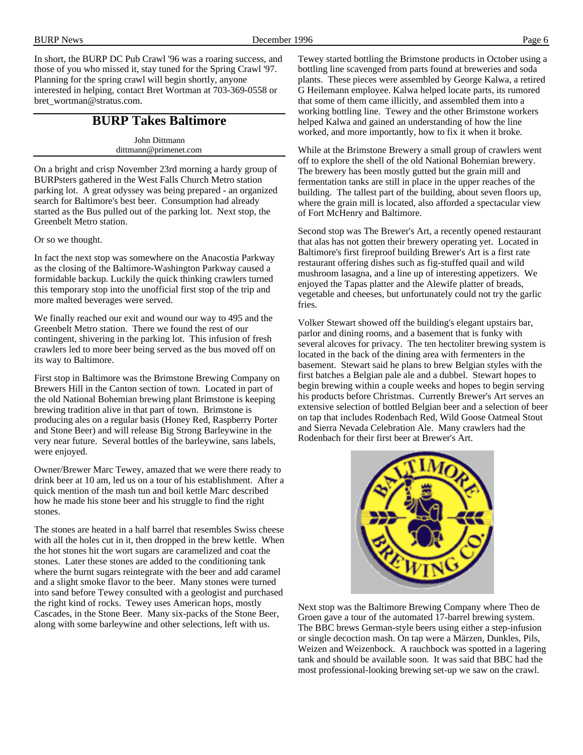In short, the BURP DC Pub Crawl '96 was a roaring success, and those of you who missed it, stay tuned for the Spring Crawl '97. Planning for the spring crawl will begin shortly, anyone interested in helping, contact Bret Wortman at 703-369-0558 or bret_wortman@stratus.com.

## BURP Takes Baltimore

John Dittmann
dittmann@primenet.com

On a bright and crisp November 23rd morning a hardy group of BURPsters gathered in the West Falls Church Metro station parking lot. A great odyssey was being prepared - an organized search for Baltimore's best beer. Consumption had already started as the Bus pulled out of the parking lot. Next stop, the Greenbelt Metro station.

Or so we thought.

In fact the next stop was somewhere on the Anacostia Parkway as the closing of the Baltimore-Washington Parkway caused a formidable backup. Luckily the quick thinking crawlers turned this temporary stop into the unofficial first stop of the trip and more malted beverages were served.

We finally reached our exit and wound our way to 495 and the Greenbelt Metro station. There we found the rest of our contingent, shivering in the parking lot. This infusion of fresh crawlers led to more beer being served as the bus moved off on its way to Baltimore.

First stop in Baltimore was the Brimstone Brewing Company on Brewers Hill in the Canton section of town. Located in part of the old National Bohemian brewing plant Brimstone is keeping brewing tradition alive in that part of town. Brimstone is producing ales on a regular basis (Honey Red, Raspberry Porter and Stone Beer) and will release Big Strong Barleywine in the very near future. Several bottles of the barleywine, sans labels, were enjoyed.

Owner/Brewer Marc Tewey, amazed that we were there ready to drink beer at 10 am, led us on a tour of his establishment. After a quick mention of the mash tun and boil kettle Marc described how he made his stone beer and his struggle to find the right stones.

The stones are heated in a half barrel that resembles Swiss cheese with all the holes cut in it, then dropped in the brew kettle. When the hot stones hit the wort sugars are caramelized and coat the stones. Later these stones are added to the conditioning tank where the burnt sugars reintegrate with the beer and add caramel and a slight smoke flavor to the beer. Many stones were turned into sand before Tewey consulted with a geologist and purchased the right kind of rocks. Tewey uses American hops, mostly Cascades, in the Stone Beer. Many six-packs of the Stone Beer, along with some barleywine and other selections, left with us.

Tewey started bottling the Brimstone products in October using a bottling line scavenged from parts found at breweries and soda plants. These pieces were assembled by George Kalwa, a retired G Heilemann employee. Kalwa helped locate parts, its rumored that some of them came illicitly, and assembled them into a working bottling line. Tewey and the other Brimstone workers helped Kalwa and gained an understanding of how the line worked, and more importantly, how to fix it when it broke.

While at the Brimstone Brewery a small group of crawlers went off to explore the shell of the old National Bohemian brewery. The brewery has been mostly gutted but the grain mill and fermentation tanks are still in place in the upper reaches of the building. The tallest part of the building, about seven floors up, where the grain mill is located, also afforded a spectacular view of Fort McHenry and Baltimore.

Second stop was The Brewer's Art, a recently opened restaurant that alas has not gotten their brewery operating yet. Located in Baltimore's first fireproof building Brewer's Art is a first rate restaurant offering dishes such as fig-stuffed quail and wild mushroom lasagna, and a line up of interesting appetizers. We enjoyed the Tapas platter and the Alewife platter of breads, vegetable and cheeses, but unfortunately could not try the garlic fries.

Volker Stewart showed off the building's elegant upstairs bar, parlor and dining rooms, and a basement that is funky with several alcoves for privacy. The ten hectoliter brewing system is located in the back of the dining area with fermenters in the basement. Stewart said he plans to brew Belgian styles with the first batches a Belgian pale ale and a dubbel. Stewart hopes to begin brewing within a couple weeks and hopes to begin serving his products before Christmas. Currently Brewer's Art serves an extensive selection of bottled Belgian beer and a selection of beer on tap that includes Rodenbach Red, Wild Goose Oatmeal Stout and Sierra Nevada Celebration Ale. Many crawlers had the Rodenbach for their first beer at Brewer's Art.

Next stop was the Baltimore Brewing Company where Theo de Groen gave a tour of the automated 17-barrel brewing system. The BBC brews German-style beers using either a step-infusion or single decoction mash. On tap were a Märzen, Dunkles, Pils, Weizen and Weizenbock. A rauchbock was spotted in a lagering tank and should be available soon. It was said that BBC had the most professional-looking brewing set-up we saw on the crawl.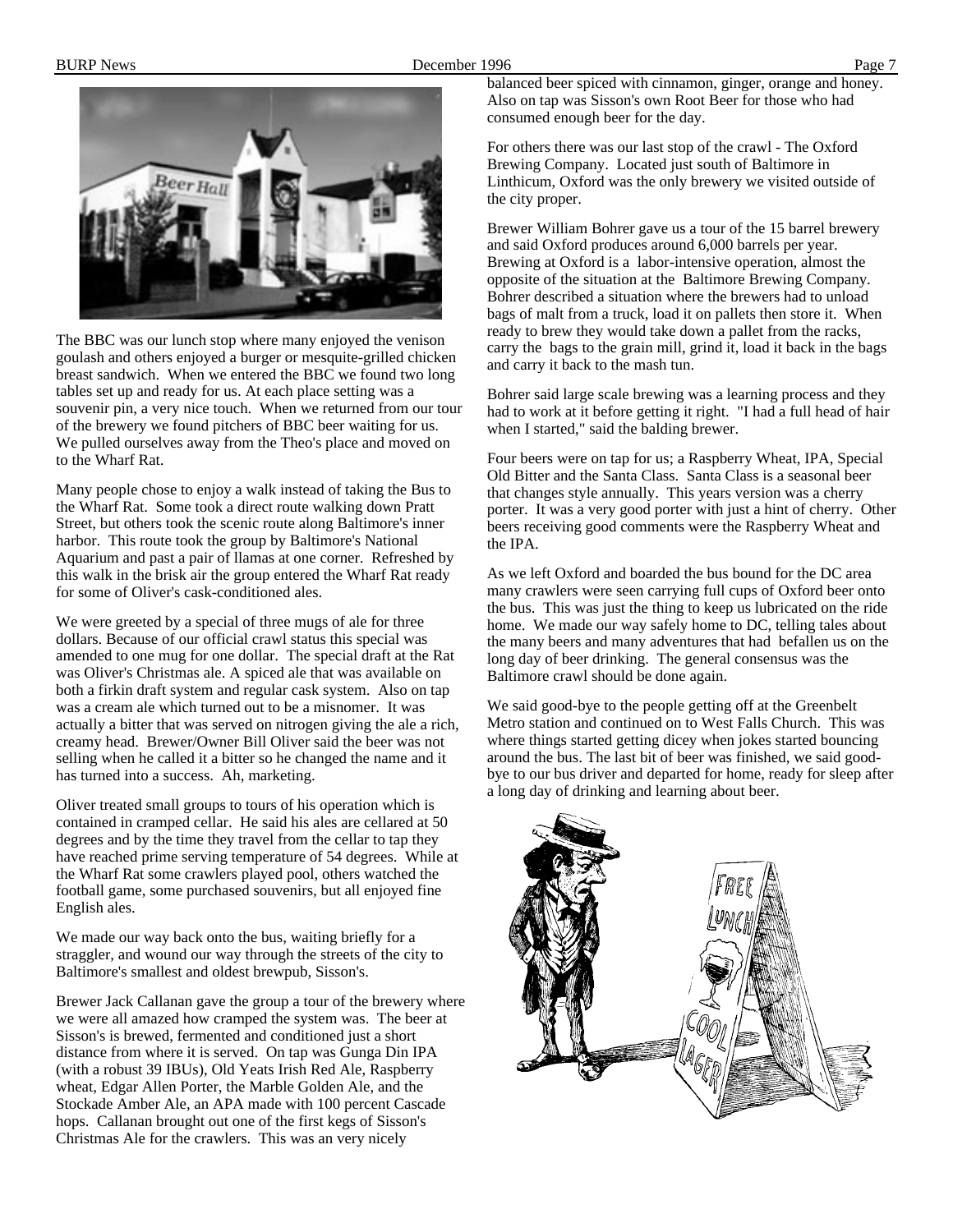The BBC was our lunch stop where many enjoyed the venison goulash and others enjoyed a burger or mesquite-grilled chicken breast sandwich. When we entered the BBC we found two long tables set up and ready for us. At each place setting was a souvenir pin, a very nice touch. When we returned from our tour of the brewery we found pitchers of BBC beer waiting for us. We pulled ourselves away from the Theo's place and moved on to the Wharf Rat.

Many people chose to enjoy a walk instead of taking the Bus to the Wharf Rat. Some took a direct route walking down Pratt Street, but others took the scenic route along Baltimore's inner harbor. This route took the group by Baltimore's National Aquarium and past a pair of llamas at one corner. Refreshed by this walk in the brisk air the group entered the Wharf Rat ready for some of Oliver's cask-conditioned ales.

We were greeted by a special of three mugs of ale for three dollars. Because of our official crawl status this special was amended to one mug for one dollar. The special draft at the Rat was Oliver's Christmas ale. A spiced ale that was available on both a firkin draft system and regular cask system. Also on tap was a cream ale which turned out to be a misnomer. It was actually a bitter that was served on nitrogen giving the ale a rich, creamy head. Brewer/Owner Bill Oliver said the beer was not selling when he called it a bitter so he changed the name and it has turned into a success. Ah, marketing.

Oliver treated small groups to tours of his operation which is contained in cramped cellar. He said his ales are cellared at 50 degrees and by the time they travel from the cellar to tap they have reached prime serving temperature of 54 degrees. While at the Wharf Rat some crawlers played pool, others watched the football game, some purchased souvenirs, but all enjoyed fine English ales.

We made our way back onto the bus, waiting briefly for a straggler, and wound our way through the streets of the city to Baltimore's smallest and oldest brewpub, Sisson's.

Brewer Jack Callanan gave the group a tour of the brewery where we were all amazed how cramped the system was. The beer at Sisson's is brewed, fermented and conditioned just a short distance from where it is served. On tap was Gunga Din IPA (with a robust 39 IBUs), Old Yeats Irish Red Ale, Raspberry wheat, Edgar Allen Porter, the Marble Golden Ale, and the Stockade Amber Ale, an APA made with 100 percent Cascade hops. Callanan brought out one of the first kegs of Sisson's Christmas Ale for the crawlers. This was an very nicely balanced beer spiced with cinnamon, ginger, orange and honey. Also on tap was Sisson's own Root Beer for those who had consumed enough beer for the day.

For others there was our last stop of the crawl - The Oxford Brewing Company. Located just south of Baltimore in Linthicum, Oxford was the only brewery we visited outside of the city proper.

Brewer William Bohrer gave us a tour of the 15 barrel brewery and said Oxford produces around 6,000 barrels per year. Brewing at Oxford is a labor-intensive operation, almost the opposite of the situation at the Baltimore Brewing Company. Bohrer described a situation where the brewers had to unload bags of malt from a truck, load it on pallets then store it. When ready to brew they would take down a pallet from the racks, carry the bags to the grain mill, grind it, load it back in the bags and carry it back to the mash tun.

Bohrer said large scale brewing was a learning process and they had to work at it before getting it right. "I had a full head of hair when I started," said the balding brewer.

Four beers were on tap for us; a Raspberry Wheat, IPA, Special Old Bitter and the Santa Class. Santa Class is a seasonal beer that changes style annually. This years version was a cherry porter. It was a very good porter with just a hint of cherry. Other beers receiving good comments were the Raspberry Wheat and the IPA.

As we left Oxford and boarded the bus bound for the DC area many crawlers were seen carrying full cups of Oxford beer onto the bus. This was just the thing to keep us lubricated on the ride home. We made our way safely home to DC, telling tales about the many beers and many adventures that had befallen us on the long day of beer drinking. The general consensus was the Baltimore crawl should be done again.

We said good-bye to the people getting off at the Greenbelt Metro station and continued on to West Falls Church. This was where things started getting dicey when jokes started bouncing around the bus. The last bit of beer was finished, we said good-bye to our bus driver and departed for home, ready for sleep after a long day of drinking and learning about beer.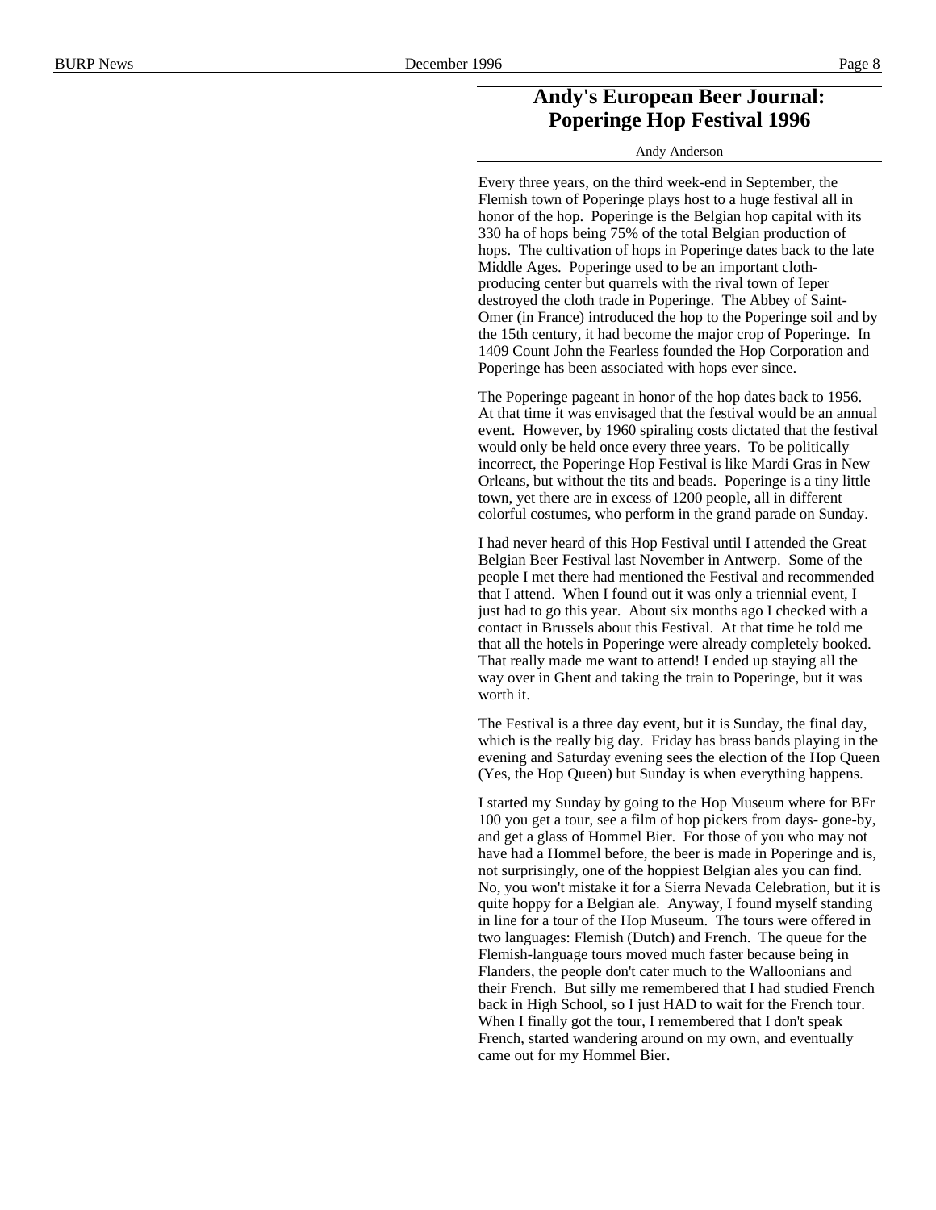# Andy's European Beer Journal: Poperinge Hop Festival 1996

Andy Anderson

Every three years, on the third week-end in September, the Flemish town of Poperinge plays host to a huge festival all in honor of the hop. Poperinge is the Belgian hop capital with its 330 ha of hops being 75% of the total Belgian production of hops. The cultivation of hops in Poperinge dates back to the late Middle Ages. Poperinge used to be an important cloth-producing center but quarrels with the rival town of Ieper destroyed the cloth trade in Poperinge. The Abbey of Saint-Omer (in France) introduced the hop to the Poperinge soil and by the 15th century, it had become the major crop of Poperinge. In 1409 Count John the Fearless founded the Hop Corporation and Poperinge has been associated with hops ever since.

The Poperinge pageant in honor of the hop dates back to 1956. At that time it was envisaged that the festival would be an annual event. However, by 1960 spiraling costs dictated that the festival would only be held once every three years. To be politically incorrect, the Poperinge Hop Festival is like Mardi Gras in New Orleans, but without the tits and beads. Poperinge is a tiny little town, yet there are in excess of 1200 people, all in different colorful costumes, who perform in the grand parade on Sunday.

I had never heard of this Hop Festival until I attended the Great Belgian Beer Festival last November in Antwerp. Some of the people I met there had mentioned the Festival and recommended that I attend. When I found out it was only a triennial event, I just had to go this year. About six months ago I checked with a contact in Brussels about this Festival. At that time he told me that all the hotels in Poperinge were already completely booked. That really made me want to attend! I ended up staying all the way over in Ghent and taking the train to Poperinge, but it was worth it.

The Festival is a three day event, but it is Sunday, the final day, which is the really big day. Friday has brass bands playing in the evening and Saturday evening sees the election of the Hop Queen (Yes, the Hop Queen) but Sunday is when everything happens.

I started my Sunday by going to the Hop Museum where for BFr 100 you get a tour, see a film of hop pickers from days- gone-by, and get a glass of Hommel Bier. For those of you who may not have had a Hommel before, the beer is made in Poperinge and is, not surprisingly, one of the hoppiest Belgian ales you can find. No, you won't mistake it for a Sierra Nevada Celebration, but it is quite hoppy for a Belgian ale. Anyway, I found myself standing in line for a tour of the Hop Museum. The tours were offered in two languages: Flemish (Dutch) and French. The queue for the Flemish-language tours moved much faster because being in Flanders, the people don't cater much to the Walloonians and their French. But silly me remembered that I had studied French back in High School, so I just HAD to wait for the French tour. When I finally got the tour, I remembered that I don't speak French, started wandering around on my own, and eventually came out for my Hommel Bier.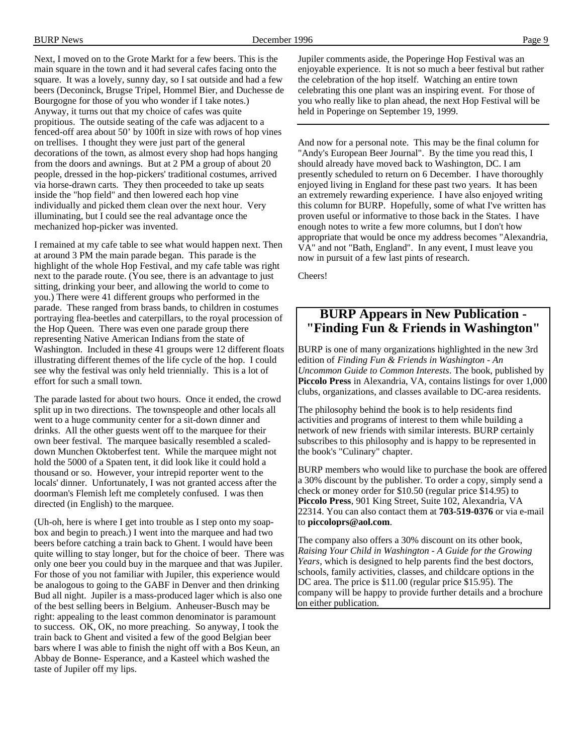Next, I moved on to the Grote Markt for a few beers. This is the main square in the town and it had several cafes facing onto the square. It was a lovely, sunny day, so I sat outside and had a few beers (Deconinck, Brugse Tripel, Hommel Bier, and Duchesse de Bourgogne for those of you who wonder if I take notes.) Anyway, it turns out that my choice of cafes was quite propitious. The outside seating of the cafe was adjacent to a fenced-off area about 50' by 100ft in size with rows of hop vines on trellises. I thought they were just part of the general decorations of the town, as almost every shop had hops hanging from the doors and awnings. But at 2 PM a group of about 20 people, dressed in the hop-pickers' traditional costumes, arrived via horse-drawn carts. They then proceeded to take up seats inside the "hop field" and then lowered each hop vine individually and picked them clean over the next hour. Very illuminating, but I could see the real advantage once the mechanized hop-picker was invented.

I remained at my cafe table to see what would happen next. Then at around 3 PM the main parade began. This parade is the highlight of the whole Hop Festival, and my cafe table was right next to the parade route. (You see, there is an advantage to just sitting, drinking your beer, and allowing the world to come to you.) There were 41 different groups who performed in the parade. These ranged from brass bands, to children in costumes portraying flea-beetles and caterpillars, to the royal procession of the Hop Queen. There was even one parade group there representing Native American Indians from the state of Washington. Included in these 41 groups were 12 different floats illustrating different themes of the life cycle of the hop. I could see why the festival was only held triennially. This is a lot of effort for such a small town.

The parade lasted for about two hours. Once it ended, the crowd split up in two directions. The townspeople and other locals all went to a huge community center for a sit-down dinner and drinks. All the other guests went off to the marquee for their own beer festival. The marquee basically resembled a scaled-down Munchen Oktoberfest tent. While the marquee might not hold the 5000 of a Spaten tent, it did look like it could hold a thousand or so. However, your intrepid reporter went to the locals' dinner. Unfortunately, I was not granted access after the doorman's Flemish left me completely confused. I was then directed (in English) to the marquee.

(Uh-oh, here is where I get into trouble as I step onto my soap-box and begin to preach.) I went into the marquee and had two beers before catching a train back to Ghent. I would have been quite willing to stay longer, but for the choice of beer. There was only one beer you could buy in the marquee and that was Jupiler. For those of you not familiar with Jupiler, this experience would be analogous to going to the GABF in Denver and then drinking Bud all night. Jupiler is a mass-produced lager which is also one of the best selling beers in Belgium. Anheuser-Busch may be right: appealing to the least common denominator is paramount to success. OK, OK, no more preaching. So anyway, I took the train back to Ghent and visited a few of the good Belgian beer bars where I was able to finish the night off with a Bos Keun, an Abbay de Bonne- Esperance, and a Kasteel which washed the taste of Jupiler off my lips.

Jupiler comments aside, the Poperinge Hop Festival was an enjoyable experience. It is not so much a beer festival but rather the celebration of the hop itself. Watching an entire town celebrating this one plant was an inspiring event. For those of you who really like to plan ahead, the next Hop Festival will be held in Poperinge on September 19, 1999.

---

And now for a personal note. This may be the final column for "Andy's European Beer Journal". By the time you read this, I should already have moved back to Washington, DC. I am presently scheduled to return on 6 December. I have thoroughly enjoyed living in England for these past two years. It has been an extremely rewarding experience. I have also enjoyed writing this column for BURP. Hopefully, some of what I've written has proven useful or informative to those back in the States. I have enough notes to write a few more columns, but I don't how appropriate that would be once my address becomes "Alexandria, VA" and not "Bath, England". In any event, I must leave you now in pursuit of a few last pints of research.

Cheers!

## BURP Appears in New Publication - "Finding Fun & Friends in Washington"

BURP is one of many organizations highlighted in the new 3rd edition of *Finding Fun & Friends in Washington - An Uncommon Guide to Common Interests*. The book, published by **Piccolo Press** in Alexandria, VA, contains listings for over 1,000 clubs, organizations, and classes available to DC-area residents.

The philosophy behind the book is to help residents find activities and programs of interest to them while building a network of new friends with similar interests. BURP certainly subscribes to this philosophy and is happy to be represented in the book's "Culinary" chapter.

BURP members who would like to purchase the book are offered a 30% discount by the publisher. To order a copy, simply send a check or money order for $10.50 (regular price $14.95) to **Piccolo Press**, 901 King Street, Suite 102, Alexandria, VA 22314. You can also contact them at **703-519-0376** or via e-mail to **piccoloprs@aol.com**.

The company also offers a 30% discount on its other book, *Raising Your Child in Washington - A Guide for the Growing Years*, which is designed to help parents find the best doctors, schools, family activities, classes, and childcare options in the DC area. The price is $11.00 (regular price $15.95). The company will be happy to provide further details and a brochure on either publication.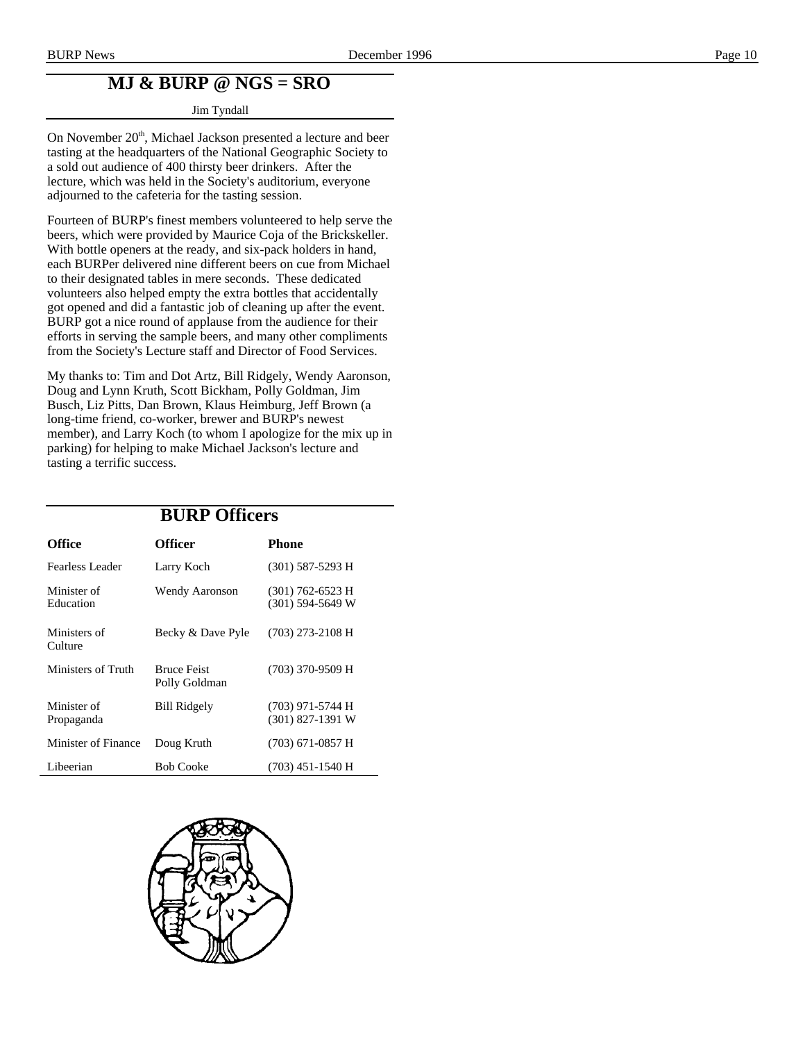## MJ & BURP @ NGS = SRO

Jim Tyndall

On November 20th, Michael Jackson presented a lecture and beer tasting at the headquarters of the National Geographic Society to a sold out audience of 400 thirsty beer drinkers. After the lecture, which was held in the Society's auditorium, everyone adjourned to the cafeteria for the tasting session.

Fourteen of BURP's finest members volunteered to help serve the beers, which were provided by Maurice Coja of the Brickskeller. With bottle openers at the ready, and six-pack holders in hand, each BURPer delivered nine different beers on cue from Michael to their designated tables in mere seconds. These dedicated volunteers also helped empty the extra bottles that accidentally got opened and did a fantastic job of cleaning up after the event. BURP got a nice round of applause from the audience for their efforts in serving the sample beers, and many other compliments from the Society's Lecture staff and Director of Food Services.

My thanks to: Tim and Dot Artz, Bill Ridgely, Wendy Aaronson, Doug and Lynn Kruth, Scott Bickham, Polly Goldman, Jim Busch, Liz Pitts, Dan Brown, Klaus Heimburg, Jeff Brown (a long-time friend, co-worker, brewer and BURP's newest member), and Larry Koch (to whom I apologize for the mix up in parking) for helping to make Michael Jackson's lecture and tasting a terrific success.

## BURP Officers

| Office | Officer | Phone |
|---|---|---|
| Fearless Leader | Larry Koch | (301) 587-5293 H |
| Minister of Education | Wendy Aaronson | (301) 762-6523 H<br>(301) 594-5649 W |
| Ministers of Culture | Becky & Dave Pyle | (703) 273-2108 H |
| Ministers of Truth | Bruce Feist<br>Polly Goldman | (703) 370-9509 H |
| Minister of Propaganda | Bill Ridgely | (703) 971-5744 H<br>(301) 827-1391 W |
| Minister of Finance | Doug Kruth | (703) 671-0857 H |
| Libeerian | Bob Cooke | (703) 451-1540 H |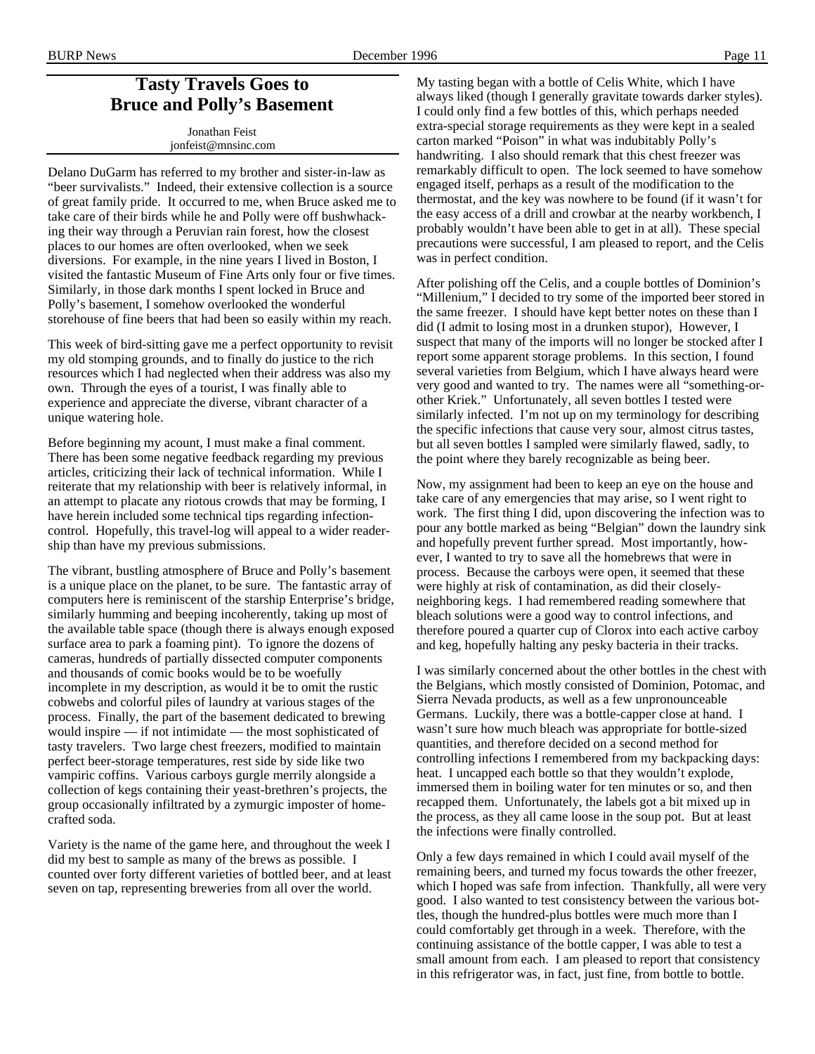## Tasty Travels Goes to Bruce and Polly's Basement

Jonathan Feist
jonfeist@mnsinc.com

Delano DuGarm has referred to my brother and sister-in-law as "beer survivalists." Indeed, their extensive collection is a source of great family pride. It occurred to me, when Bruce asked me to take care of their birds while he and Polly were off bushwhacking their way through a Peruvian rain forest, how the closest places to our homes are often overlooked, when we seek diversions. For example, in the nine years I lived in Boston, I visited the fantastic Museum of Fine Arts only four or five times. Similarly, in those dark months I spent locked in Bruce and Polly's basement, I somehow overlooked the wonderful storehouse of fine beers that had been so easily within my reach.

This week of bird-sitting gave me a perfect opportunity to revisit my old stomping grounds, and to finally do justice to the rich resources which I had neglected when their address was also my own. Through the eyes of a tourist, I was finally able to experience and appreciate the diverse, vibrant character of a unique watering hole.

Before beginning my acount, I must make a final comment. There has been some negative feedback regarding my previous articles, criticizing their lack of technical information. While I reiterate that my relationship with beer is relatively informal, in an attempt to placate any riotous crowds that may be forming, I have herein included some technical tips regarding infection-control. Hopefully, this travel-log will appeal to a wider readership than have my previous submissions.

The vibrant, bustling atmosphere of Bruce and Polly's basement is a unique place on the planet, to be sure. The fantastic array of computers here is reminiscent of the starship Enterprise's bridge, similarly humming and beeping incoherently, taking up most of the available table space (though there is always enough exposed surface area to park a foaming pint). To ignore the dozens of cameras, hundreds of partially dissected computer components and thousands of comic books would be to be woefully incomplete in my description, as would it be to omit the rustic cobwebs and colorful piles of laundry at various stages of the process. Finally, the part of the basement dedicated to brewing would inspire — if not intimidate — the most sophisticated of tasty travelers. Two large chest freezers, modified to maintain perfect beer-storage temperatures, rest side by side like two vampiric coffins. Various carboys gurgle merrily alongside a collection of kegs containing their yeast-brethren's projects, the group occasionally infiltrated by a zymurgic imposter of home-crafted soda.

Variety is the name of the game here, and throughout the week I did my best to sample as many of the brews as possible. I counted over forty different varieties of bottled beer, and at least seven on tap, representing breweries from all over the world.

My tasting began with a bottle of Celis White, which I have always liked (though I generally gravitate towards darker styles). I could only find a few bottles of this, which perhaps needed extra-special storage requirements as they were kept in a sealed carton marked "Poison" in what was indubitably Polly's handwriting. I also should remark that this chest freezer was remarkably difficult to open. The lock seemed to have somehow engaged itself, perhaps as a result of the modification to the thermostat, and the key was nowhere to be found (if it wasn't for the easy access of a drill and crowbar at the nearby workbench, I probably wouldn't have been able to get in at all). These special precautions were successful, I am pleased to report, and the Celis was in perfect condition.

After polishing off the Celis, and a couple bottles of Dominion's "Millenium," I decided to try some of the imported beer stored in the same freezer. I should have kept better notes on these than I did (I admit to losing most in a drunken stupor), However, I suspect that many of the imports will no longer be stocked after I report some apparent storage problems. In this section, I found several varieties from Belgium, which I have always heard were very good and wanted to try. The names were all "something-or-other Kriek." Unfortunately, all seven bottles I tested were similarly infected. I'm not up on my terminology for describing the specific infections that cause very sour, almost citrus tastes, but all seven bottles I sampled were similarly flawed, sadly, to the point where they barely recognizable as being beer.

Now, my assignment had been to keep an eye on the house and take care of any emergencies that may arise, so I went right to work. The first thing I did, upon discovering the infection was to pour any bottle marked as being "Belgian" down the laundry sink and hopefully prevent further spread. Most importantly, however, I wanted to try to save all the homebrews that were in process. Because the carboys were open, it seemed that these were highly at risk of contamination, as did their closely-neighboring kegs. I had remembered reading somewhere that bleach solutions were a good way to control infections, and therefore poured a quarter cup of Clorox into each active carboy and keg, hopefully halting any pesky bacteria in their tracks.

I was similarly concerned about the other bottles in the chest with the Belgians, which mostly consisted of Dominion, Potomac, and Sierra Nevada products, as well as a few unpronounceable Germans. Luckily, there was a bottle-capper close at hand. I wasn't sure how much bleach was appropriate for bottle-sized quantities, and therefore decided on a second method for controlling infections I remembered from my backpacking days: heat. I uncapped each bottle so that they wouldn't explode, immersed them in boiling water for ten minutes or so, and then recapped them. Unfortunately, the labels got a bit mixed up in the process, as they all came loose in the soup pot. But at least the infections were finally controlled.

Only a few days remained in which I could avail myself of the remaining beers, and turned my focus towards the other freezer, which I hoped was safe from infection. Thankfully, all were very good. I also wanted to test consistency between the various bottles, though the hundred-plus bottles were much more than I could comfortably get through in a week. Therefore, with the continuing assistance of the bottle capper, I was able to test a small amount from each. I am pleased to report that consistency in this refrigerator was, in fact, just fine, from bottle to bottle.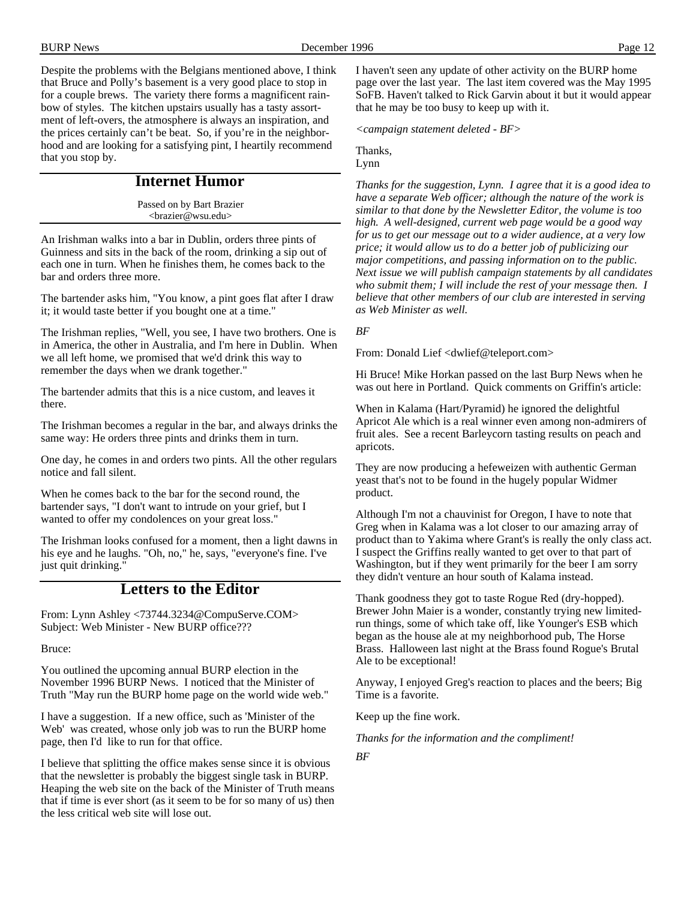Despite the problems with the Belgians mentioned above, I think that Bruce and Polly's basement is a very good place to stop in for a couple brews. The variety there forms a magnificent rainbow of styles. The kitchen upstairs usually has a tasty assortment of left-overs, the atmosphere is always an inspiration, and the prices certainly can't be beat. So, if you're in the neighborhood and are looking for a satisfying pint, I heartily recommend that you stop by.

## Internet Humor

Passed on by Bart Brazier
<brazier@wsu.edu>

An Irishman walks into a bar in Dublin, orders three pints of Guinness and sits in the back of the room, drinking a sip out of each one in turn. When he finishes them, he comes back to the bar and orders three more.

The bartender asks him, "You know, a pint goes flat after I draw it; it would taste better if you bought one at a time."

The Irishman replies, "Well, you see, I have two brothers. One is in America, the other in Australia, and I'm here in Dublin. When we all left home, we promised that we'd drink this way to remember the days when we drank together."

The bartender admits that this is a nice custom, and leaves it there.

The Irishman becomes a regular in the bar, and always drinks the same way: He orders three pints and drinks them in turn.

One day, he comes in and orders two pints. All the other regulars notice and fall silent.

When he comes back to the bar for the second round, the bartender says, "I don't want to intrude on your grief, but I wanted to offer my condolences on your great loss."

The Irishman looks confused for a moment, then a light dawns in his eye and he laughs. "Oh, no," he, says, "everyone's fine. I've just quit drinking."

## Letters to the Editor

From: Lynn Ashley <73744.3234@CompuServe.COM>
Subject: Web Minister - New BURP office???

Bruce:

You outlined the upcoming annual BURP election in the November 1996 BURP News. I noticed that the Minister of Truth "May run the BURP home page on the world wide web."

I have a suggestion. If a new office, such as 'Minister of the Web' was created, whose only job was to run the BURP home page, then I'd like to run for that office.

I believe that splitting the office makes sense since it is obvious that the newsletter is probably the biggest single task in BURP. Heaping the web site on the back of the Minister of Truth means that if time is ever short (as it seem to be for so many of us) then the less critical web site will lose out.

I haven't seen any update of other activity on the BURP home page over the last year. The last item covered was the May 1995 SoFB. Haven't talked to Rick Garvin about it but it would appear that he may be too busy to keep up with it.

*<campaign statement deleted - BF>*

Thanks,
Lynn

*Thanks for the suggestion, Lynn. I agree that it is a good idea to have a separate Web officer; although the nature of the work is similar to that done by the Newsletter Editor, the volume is too high. A well-designed, current web page would be a good way for us to get our message out to a wider audience, at a very low price; it would allow us to do a better job of publicizing our major competitions, and passing information on to the public. Next issue we will publish campaign statements by all candidates who submit them; I will include the rest of your message then. I believe that other members of our club are interested in serving as Web Minister as well.*

*BF*

From: Donald Lief <dwlief@teleport.com>

Hi Bruce! Mike Horkan passed on the last Burp News when he was out here in Portland. Quick comments on Griffin's article:

When in Kalama (Hart/Pyramid) he ignored the delightful Apricot Ale which is a real winner even among non-admirers of fruit ales. See a recent Barleycorn tasting results on peach and apricots.

They are now producing a hefeweizen with authentic German yeast that's not to be found in the hugely popular Widmer product.

Although I'm not a chauvinist for Oregon, I have to note that Greg when in Kalama was a lot closer to our amazing array of product than to Yakima where Grant's is really the only class act. I suspect the Griffins really wanted to get over to that part of Washington, but if they went primarily for the beer I am sorry they didn't venture an hour south of Kalama instead.

Thank goodness they got to taste Rogue Red (dry-hopped). Brewer John Maier is a wonder, constantly trying new limited-run things, some of which take off, like Younger's ESB which began as the house ale at my neighborhood pub, The Horse Brass. Halloween last night at the Brass found Rogue's Brutal Ale to be exceptional!

Anyway, I enjoyed Greg's reaction to places and the beers; Big Time is a favorite.

Keep up the fine work.

*Thanks for the information and the compliment!*

*BF*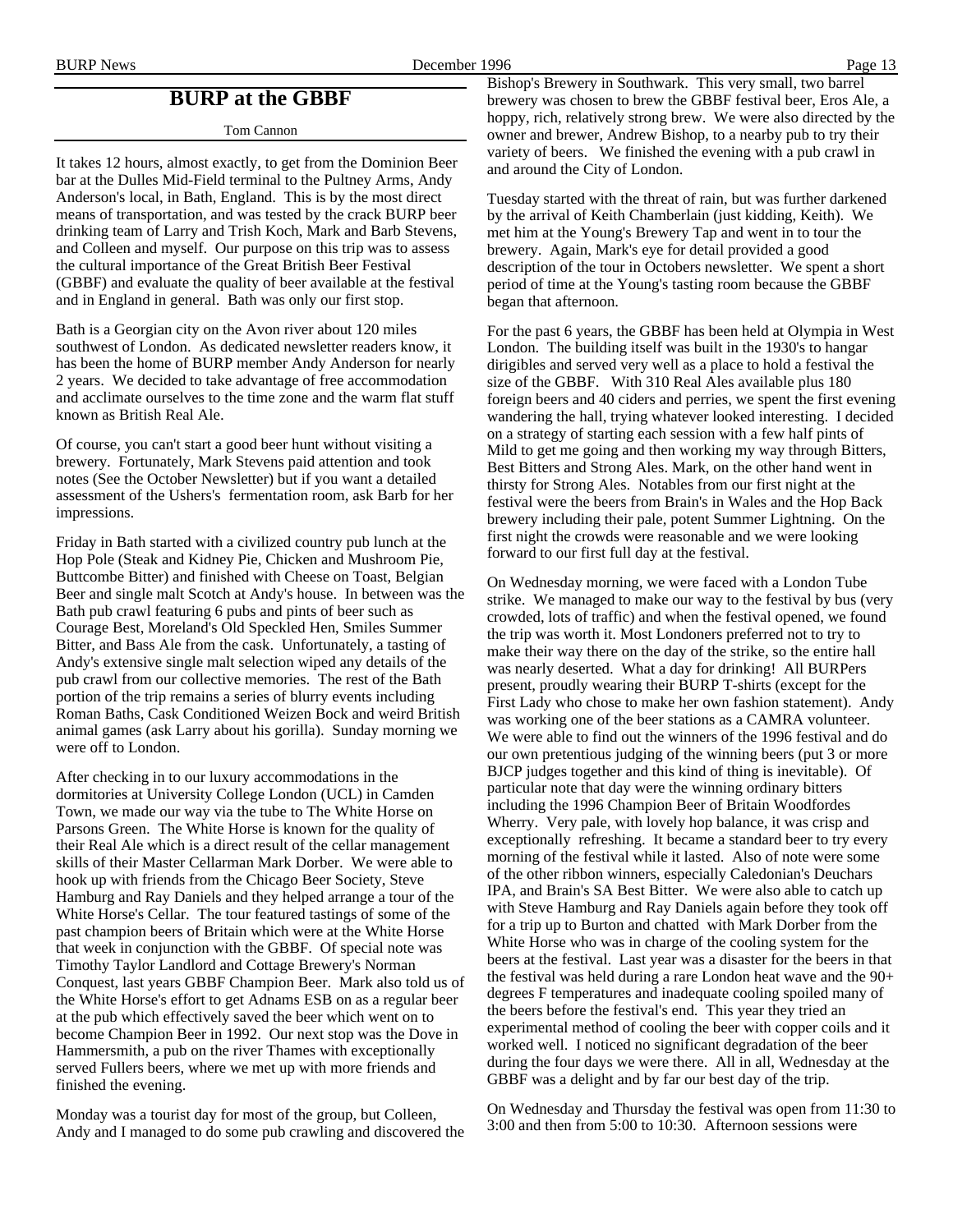## BURP at the GBBF

Tom Cannon

It takes 12 hours, almost exactly, to get from the Dominion Beer bar at the Dulles Mid-Field terminal to the Pultney Arms, Andy Anderson's local, in Bath, England. This is by the most direct means of transportation, and was tested by the crack BURP beer drinking team of Larry and Trish Koch, Mark and Barb Stevens, and Colleen and myself. Our purpose on this trip was to assess the cultural importance of the Great British Beer Festival (GBBF) and evaluate the quality of beer available at the festival and in England in general. Bath was only our first stop.

Bath is a Georgian city on the Avon river about 120 miles southwest of London. As dedicated newsletter readers know, it has been the home of BURP member Andy Anderson for nearly 2 years. We decided to take advantage of free accommodation and acclimate ourselves to the time zone and the warm flat stuff known as British Real Ale.

Of course, you can't start a good beer hunt without visiting a brewery. Fortunately, Mark Stevens paid attention and took notes (See the October Newsletter) but if you want a detailed assessment of the Ushers's fermentation room, ask Barb for her impressions.

Friday in Bath started with a civilized country pub lunch at the Hop Pole (Steak and Kidney Pie, Chicken and Mushroom Pie, Buttcombe Bitter) and finished with Cheese on Toast, Belgian Beer and single malt Scotch at Andy's house. In between was the Bath pub crawl featuring 6 pubs and pints of beer such as Courage Best, Moreland's Old Speckled Hen, Smiles Summer Bitter, and Bass Ale from the cask. Unfortunately, a tasting of Andy's extensive single malt selection wiped any details of the pub crawl from our collective memories. The rest of the Bath portion of the trip remains a series of blurry events including Roman Baths, Cask Conditioned Weizen Bock and weird British animal games (ask Larry about his gorilla). Sunday morning we were off to London.

After checking in to our luxury accommodations in the dormitories at University College London (UCL) in Camden Town, we made our way via the tube to The White Horse on Parsons Green. The White Horse is known for the quality of their Real Ale which is a direct result of the cellar management skills of their Master Cellarman Mark Dorber. We were able to hook up with friends from the Chicago Beer Society, Steve Hamburg and Ray Daniels and they helped arrange a tour of the White Horse's Cellar. The tour featured tastings of some of the past champion beers of Britain which were at the White Horse that week in conjunction with the GBBF. Of special note was Timothy Taylor Landlord and Cottage Brewery's Norman Conquest, last years GBBF Champion Beer. Mark also told us of the White Horse's effort to get Adnams ESB on as a regular beer at the pub which effectively saved the beer which went on to become Champion Beer in 1992. Our next stop was the Dove in Hammersmith, a pub on the river Thames with exceptionally served Fullers beers, where we met up with more friends and finished the evening.

Monday was a tourist day for most of the group, but Colleen, Andy and I managed to do some pub crawling and discovered the Bishop's Brewery in Southwark. This very small, two barrel brewery was chosen to brew the GBBF festival beer, Eros Ale, a hoppy, rich, relatively strong brew. We were also directed by the owner and brewer, Andrew Bishop, to a nearby pub to try their variety of beers. We finished the evening with a pub crawl in and around the City of London.

Tuesday started with the threat of rain, but was further darkened by the arrival of Keith Chamberlain (just kidding, Keith). We met him at the Young's Brewery Tap and went in to tour the brewery. Again, Mark's eye for detail provided a good description of the tour in Octobers newsletter. We spent a short period of time at the Young's tasting room because the GBBF began that afternoon.

For the past 6 years, the GBBF has been held at Olympia in West London. The building itself was built in the 1930's to hangar dirigibles and served very well as a place to hold a festival the size of the GBBF. With 310 Real Ales available plus 180 foreign beers and 40 ciders and perries, we spent the first evening wandering the hall, trying whatever looked interesting. I decided on a strategy of starting each session with a few half pints of Mild to get me going and then working my way through Bitters, Best Bitters and Strong Ales. Mark, on the other hand went in thirsty for Strong Ales. Notables from our first night at the festival were the beers from Brain's in Wales and the Hop Back brewery including their pale, potent Summer Lightning. On the first night the crowds were reasonable and we were looking forward to our first full day at the festival.

On Wednesday morning, we were faced with a London Tube strike. We managed to make our way to the festival by bus (very crowded, lots of traffic) and when the festival opened, we found the trip was worth it. Most Londoners preferred not to try to make their way there on the day of the strike, so the entire hall was nearly deserted. What a day for drinking! All BURPers present, proudly wearing their BURP T-shirts (except for the First Lady who chose to make her own fashion statement). Andy was working one of the beer stations as a CAMRA volunteer. We were able to find out the winners of the 1996 festival and do our own pretentious judging of the winning beers (put 3 or more BJCP judges together and this kind of thing is inevitable). Of particular note that day were the winning ordinary bitters including the 1996 Champion Beer of Britain Woodfordes Wherry. Very pale, with lovely hop balance, it was crisp and exceptionally refreshing. It became a standard beer to try every morning of the festival while it lasted. Also of note were some of the other ribbon winners, especially Caledonian's Deuchars IPA, and Brain's SA Best Bitter. We were also able to catch up with Steve Hamburg and Ray Daniels again before they took off for a trip up to Burton and chatted with Mark Dorber from the White Horse who was in charge of the cooling system for the beers at the festival. Last year was a disaster for the beers in that the festival was held during a rare London heat wave and the 90+ degrees F temperatures and inadequate cooling spoiled many of the beers before the festival's end. This year they tried an experimental method of cooling the beer with copper coils and it worked well. I noticed no significant degradation of the beer during the four days we were there. All in all, Wednesday at the GBBF was a delight and by far our best day of the trip.

On Wednesday and Thursday the festival was open from 11:30 to 3:00 and then from 5:00 to 10:30. Afternoon sessions were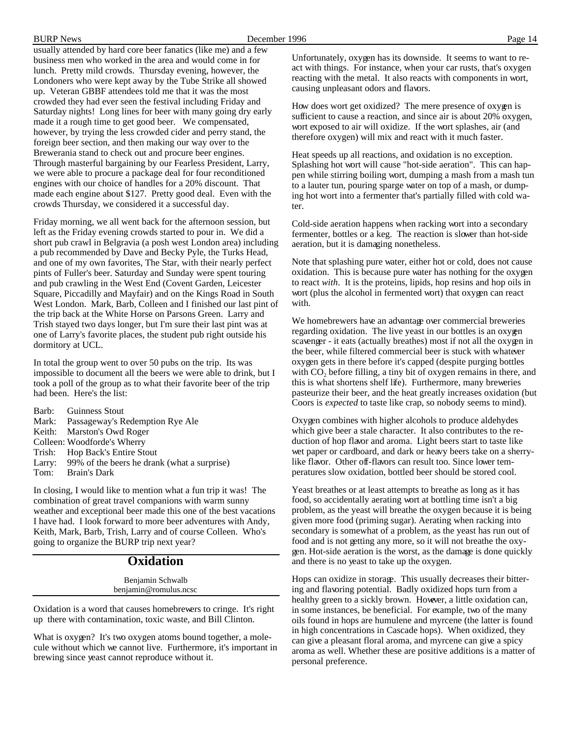usually attended by hard core beer fanatics (like me) and a few business men who worked in the area and would come in for lunch. Pretty mild crowds. Thursday evening, however, the Londoners who were kept away by the Tube Strike all showed up. Veteran GBBF attendees told me that it was the most crowded they had ever seen the festival including Friday and Saturday nights! Long lines for beer with many going dry early made it a rough time to get good beer. We compensated, however, by trying the less crowded cider and perry stand, the foreign beer section, and then making our way over to the Brewerania stand to check out and procure beer engines. Through masterful bargaining by our Fearless President, Larry, we were able to procure a package deal for four reconditioned engines with our choice of handles for a 20% discount. That made each engine about $127. Pretty good deal. Even with the crowds Thursday, we considered it a successful day.

Friday morning, we all went back for the afternoon session, but left as the Friday evening crowds started to pour in. We did a short pub crawl in Belgravia (a posh west London area) including a pub recommended by Dave and Becky Pyle, the Turks Head, and one of my own favorites, The Star, with their nearly perfect pints of Fuller's beer. Saturday and Sunday were spent touring and pub crawling in the West End (Covent Garden, Leicester Square, Piccadilly and Mayfair) and on the Kings Road in South West London. Mark, Barb, Colleen and I finished our last pint of the trip back at the White Horse on Parsons Green. Larry and Trish stayed two days longer, but I'm sure their last pint was at one of Larry's favorite places, the student pub right outside his dormitory at UCL.

In total the group went to over 50 pubs on the trip. Its was impossible to document all the beers we were able to drink, but I took a poll of the group as to what their favorite beer of the trip had been. Here's the list:

Barb: Guinness Stout
Mark: Passageway's Redemption Rye Ale
Keith: Marston's Owd Roger
Colleen: Woodforde's Wherry
Trish: Hop Back's Entire Stout
Larry: 99% of the beers he drank (what a surprise)
Tom: Brain's Dark

In closing, I would like to mention what a fun trip it was! The combination of great travel companions with warm sunny weather and exceptional beer made this one of the best vacations I have had. I look forward to more beer adventures with Andy, Keith, Mark, Barb, Trish, Larry and of course Colleen. Who's going to organize the BURP trip next year?

## Oxidation

Benjamin Schwalb
benjamin@romulus.ncsc

Oxidation is a word that causes homebrewers to cringe. It's right up there with contamination, toxic waste, and Bill Clinton.

What is oxygen? It's two oxygen atoms bound together, a molecule without which we cannot live. Furthermore, it's important in brewing since yeast cannot reproduce without it.

Unfortunately, oxygen has its downside. It seems to want to react with things. For instance, when your car rusts, that's oxygen reacting with the metal. It also reacts with components in wort, causing unpleasant odors and flavors.

How does wort get oxidized? The mere presence of oxygen is sufficient to cause a reaction, and since air is about 20% oxygen, wort exposed to air will oxidize. If the wort splashes, air (and therefore oxygen) will mix and react with it much faster.

Heat speeds up all reactions, and oxidation is no exception. Splashing hot wort will cause "hot-side aeration". This can happen while stirring boiling wort, dumping a mash from a mash tun to a lauter tun, pouring sparge water on top of a mash, or dumping hot wort into a fermenter that's partially filled with cold water.

Cold-side aeration happens when racking wort into a secondary fermenter, bottles or a keg. The reaction is slower than hot-side aeration, but it is damaging nonetheless.

Note that splashing pure water, either hot or cold, does not cause oxidation. This is because pure water has nothing for the oxygen to react *with*. It is the proteins, lipids, hop resins and hop oils in wort (plus the alcohol in fermented wort) that oxygen can react with.

We homebrewers have an advantage over commercial breweries regarding oxidation. The live yeast in our bottles is an oxygen scavenger - it eats (actually breathes) most if not all the oxygen in the beer, while filtered commercial beer is stuck with whatever oxygen gets in there before it's capped (despite purging bottles with $CO_2$ before filling, a tiny bit of oxygen remains in there, and this is what shortens shelf life). Furthermore, many breweries pasteurize their beer, and the heat greatly increases oxidation (but Coors is *expected* to taste like crap, so nobody seems to mind).

Oxygen combines with higher alcohols to produce aldehydes which give beer a stale character. It also contributes to the reduction of hop flavor and aroma. Light beers start to taste like wet paper or cardboard, and dark or heavy beers take on a sherry-like flavor. Other off-flavors can result too. Since lower temperatures slow oxidation, bottled beer should be stored cool.

Yeast breathes or at least attempts to breathe as long as it has food, so accidentally aerating wort at bottling time isn't a big problem, as the yeast will breathe the oxygen because it is being given more food (priming sugar). Aerating when racking into secondary is somewhat of a problem, as the yeast has run out of food and is not getting any more, so it will not breathe the oxygen. Hot-side aeration is the worst, as the damage is done quickly and there is no yeast to take up the oxygen.

Hops can oxidize in storage. This usually decreases their bittering and flavoring potential. Badly oxidized hops turn from a healthy green to a sickly brown. However, a little oxidation can, in some instances, be beneficial. For example, two of the many oils found in hops are humulene and myrcene (the latter is found in high concentrations in Cascade hops). When oxidized, they can give a pleasant floral aroma, and myrcene can give a spicy aroma as well. Whether these are positive additions is a matter of personal preference.